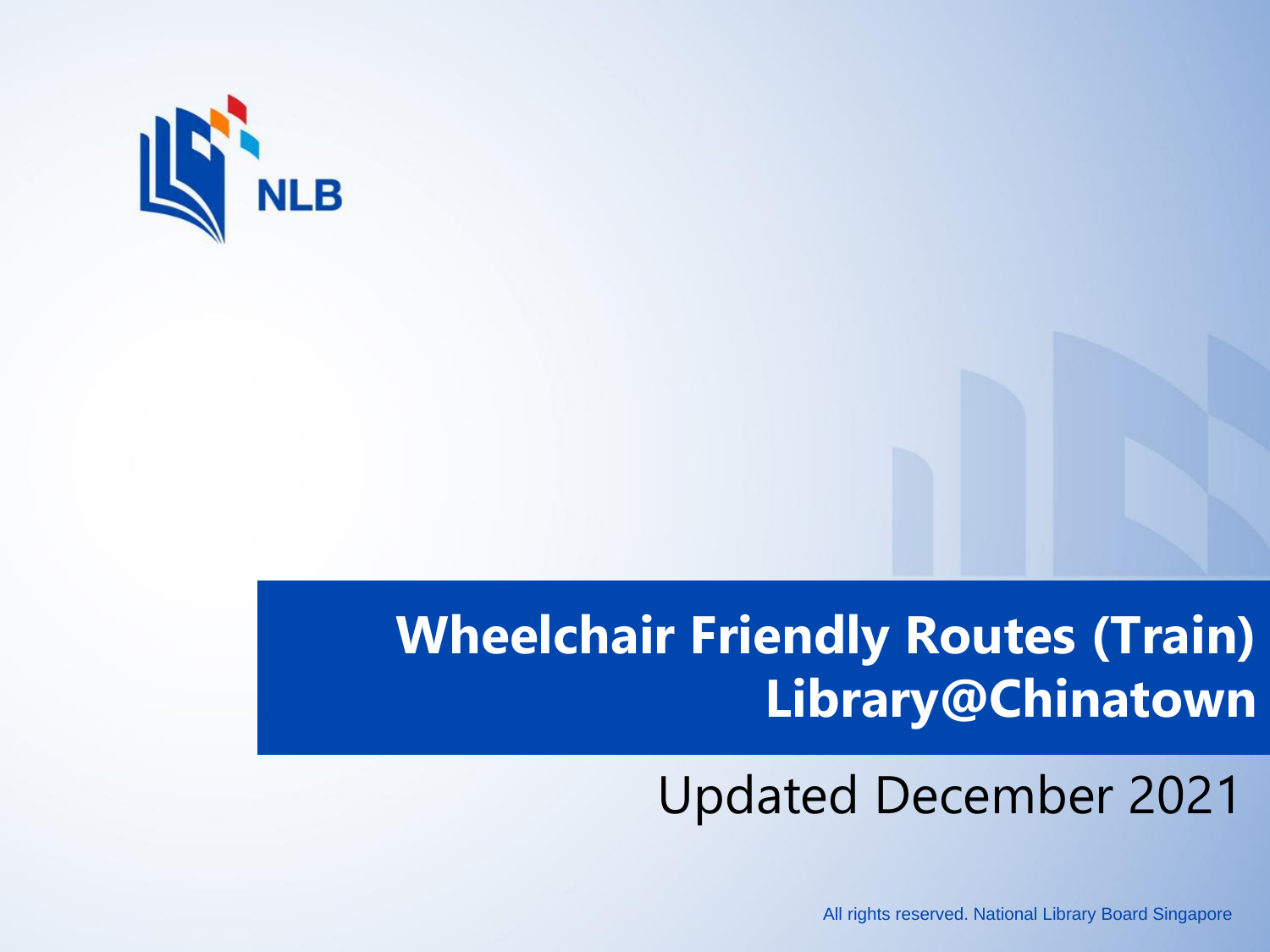NLB

# Wheelchair Friendly Routes (Train) Library@Chinatown

Updated December 2021

All rights reserved. National Library Board Singapore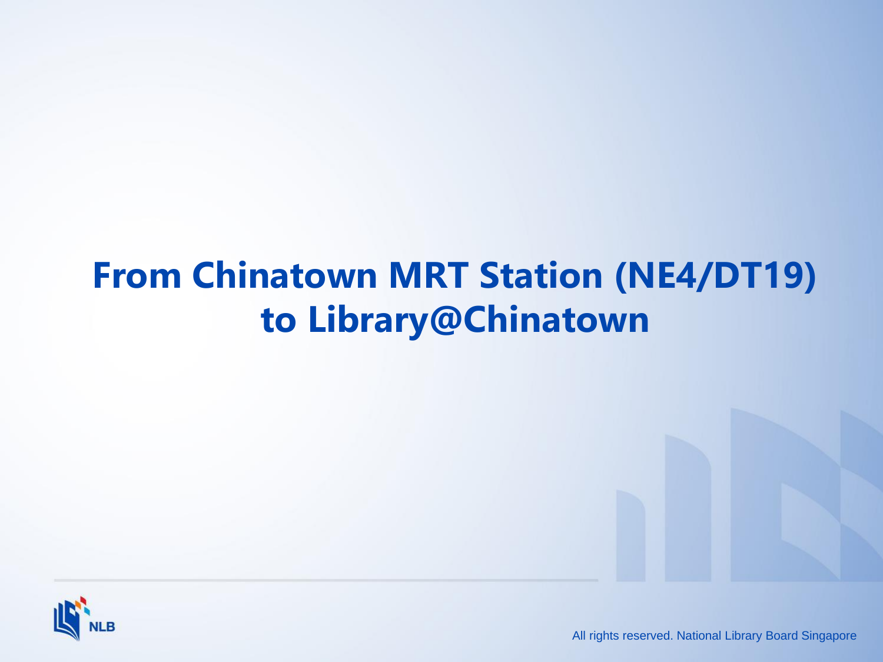# From Chinatown MRT Station (NE4/DT19) to Library@Chinatown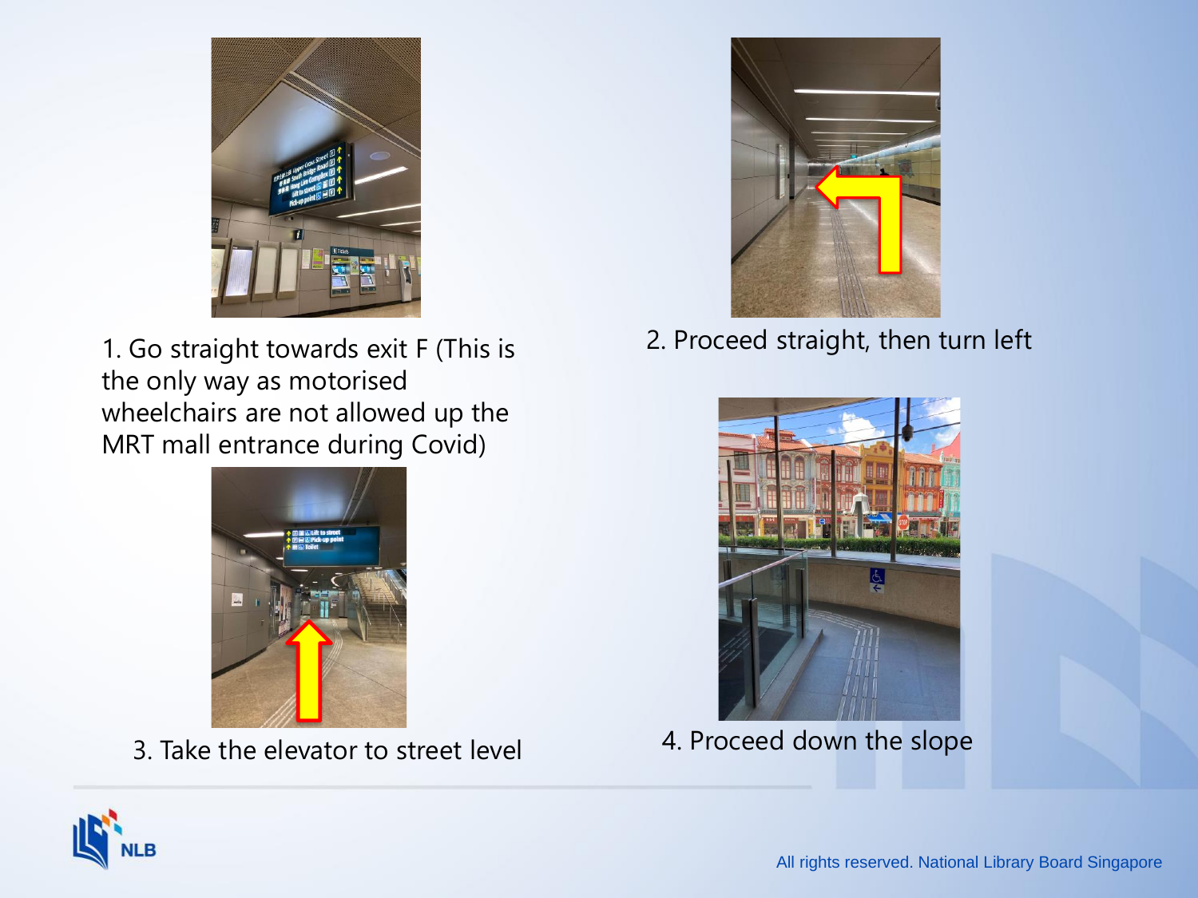1. Go straight towards exit F (This is the only way as motorised wheelchairs are not allowed up the MRT mall entrance during Covid)

2. Proceed straight, then turn left

3. Take the elevator to street level

4. Proceed down the slope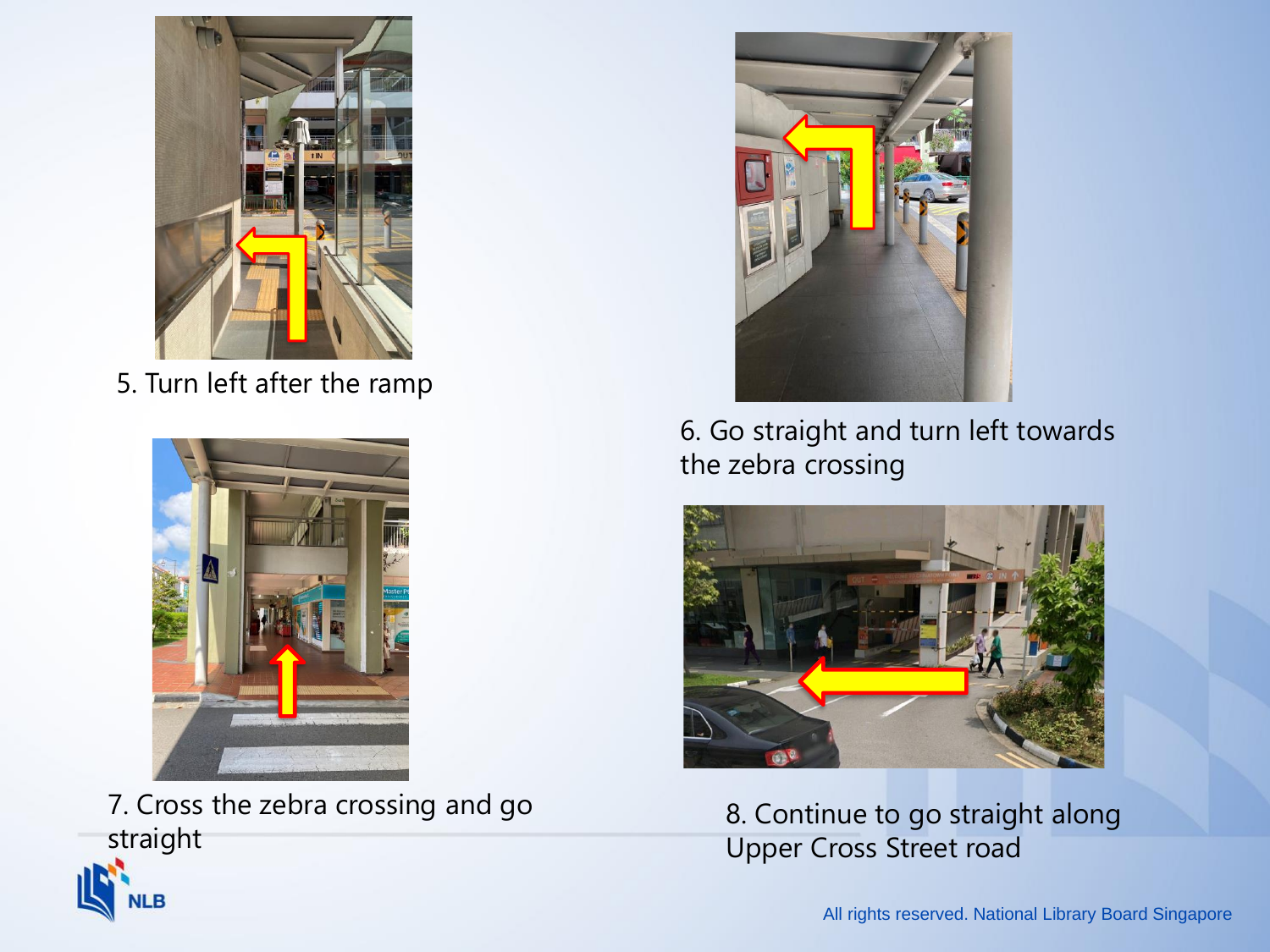5. Turn left after the ramp

6. Go straight and turn left towards the zebra crossing

7. Cross the zebra crossing and go straight

8. Continue to go straight along Upper Cross Street road

All rights reserved. National Library Board Singapore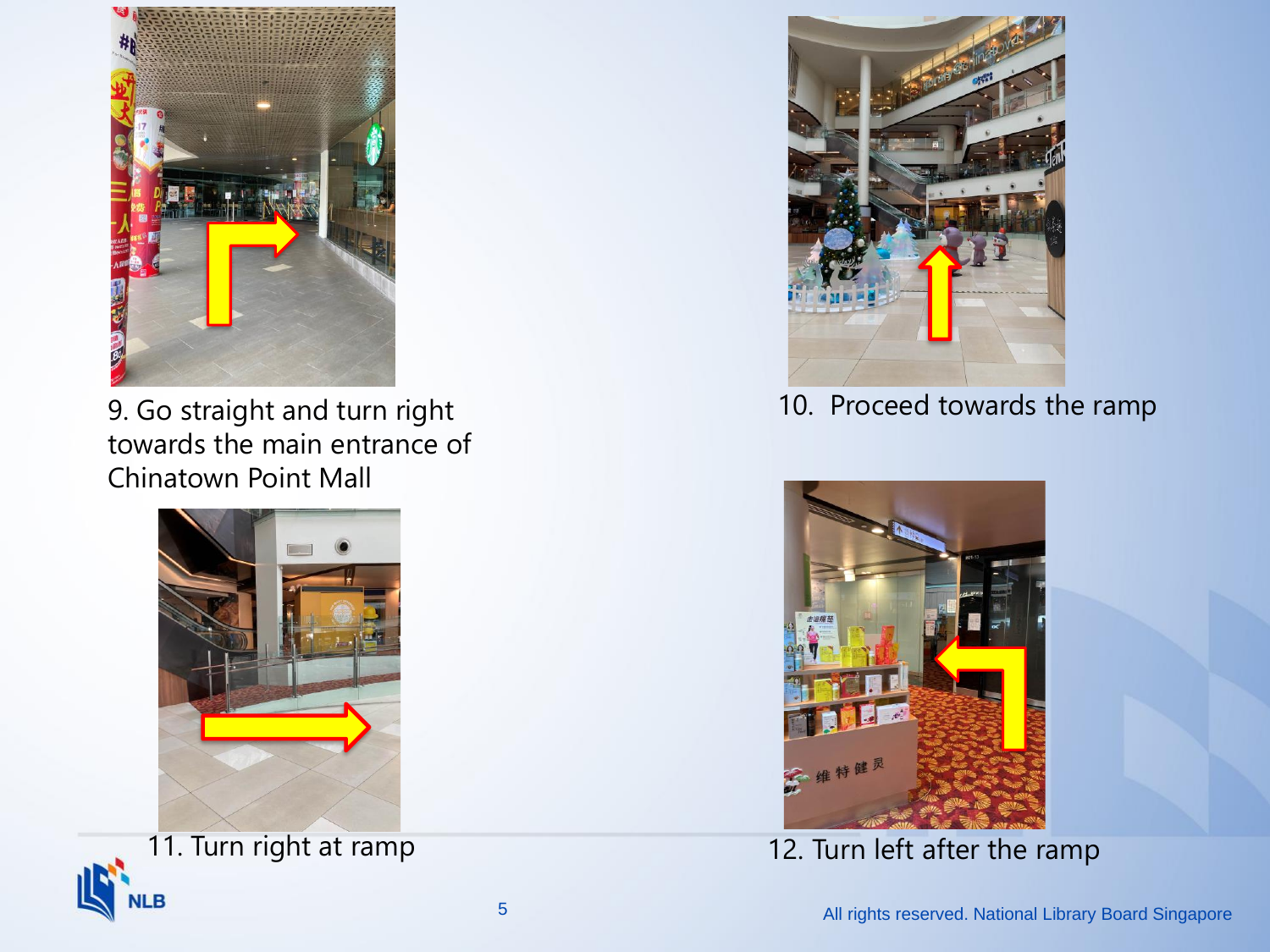9. Go straight and turn right towards the main entrance of Chinatown Point Mall

10. Proceed towards the ramp

11. Turn right at ramp

12. Turn left after the ramp

All rights reserved. National Library Board Singapore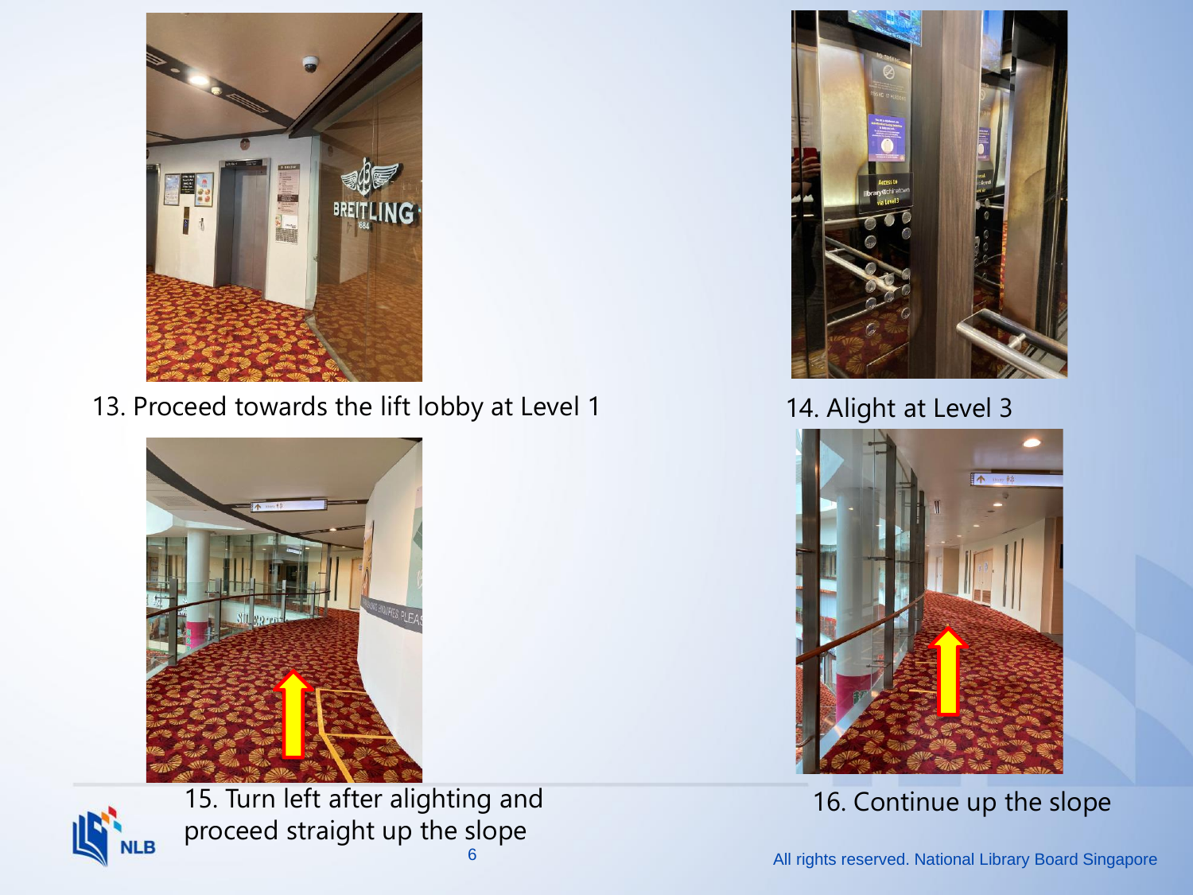13. Proceed towards the lift lobby at Level 1

14. Alight at Level 3

15. Turn left after alighting and proceed straight up the slope

16. Continue up the slope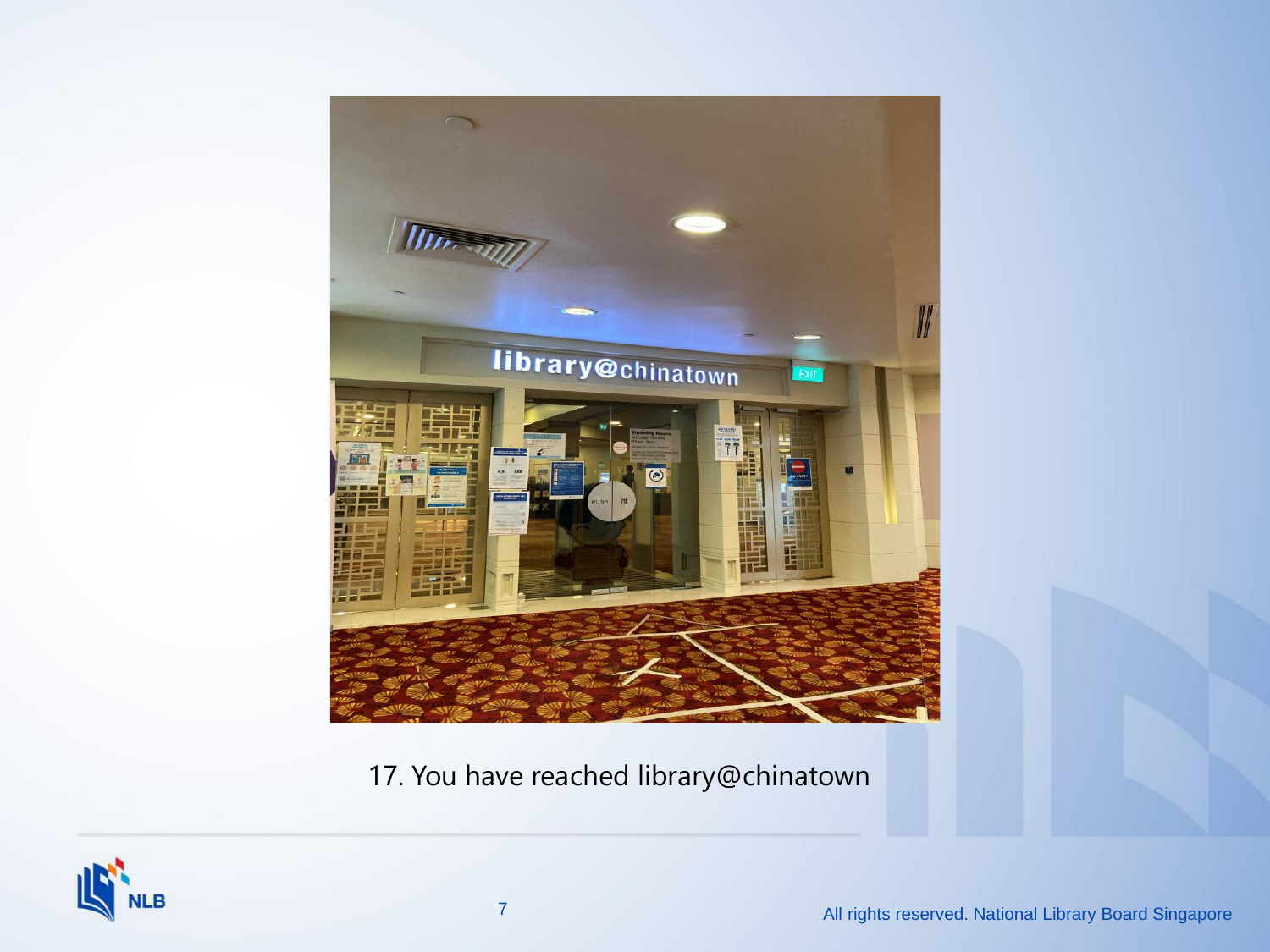17. You have reached library@chinatown